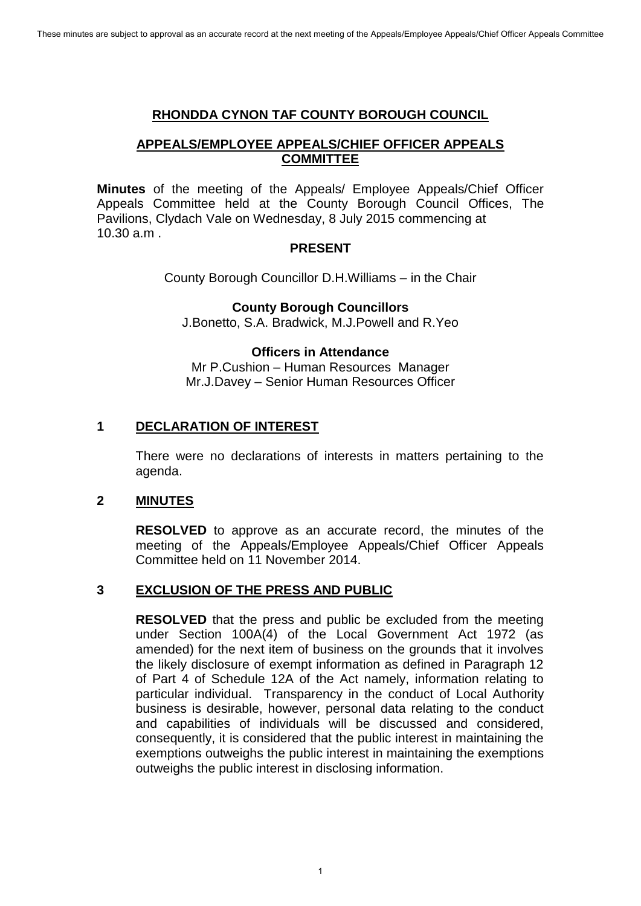**RHONDDA CYNON TAF COUNTY BOROUGH COUNCIL**

**APPEALS/EMPLOYEE APPEALS/CHIEF OFFICER APPEALS COMMITTEE**

**Minutes** of the meeting of the Appeals/ Employee Appeals/Chief Officer Appeals Committee held at the County Borough Council Offices, The Pavilions, Clydach Vale on Wednesday, 8 July 2015 commencing at 10.30 a.m .

**PRESENT**

County Borough Councillor D.H.Williams – in the Chair

**County Borough Councillors**

J.Bonetto, S.A. Bradwick, M.J.Powell and R.Yeo

**Officers in Attendance**

Mr P.Cushion – Human Resources Manager

Mr.J.Davey – Senior Human Resources Officer

## 1 DECLARATION OF INTEREST

There were no declarations of interests in matters pertaining to the agenda.

## 2 MINUTES

**RESOLVED** to approve as an accurate record, the minutes of the meeting of the Appeals/Employee Appeals/Chief Officer Appeals Committee held on 11 November 2014.

## 3 EXCLUSION OF THE PRESS AND PUBLIC

**RESOLVED** that the press and public be excluded from the meeting under Section 100A(4) of the Local Government Act 1972 (as amended) for the next item of business on the grounds that it involves the likely disclosure of exempt information as defined in Paragraph 12 of Part 4 of Schedule 12A of the Act namely, information relating to particular individual. Transparency in the conduct of Local Authority business is desirable, however, personal data relating to the conduct and capabilities of individuals will be discussed and considered, consequently, it is considered that the public interest in maintaining the exemptions outweighs the public interest in maintaining the exemptions outweighs the public interest in disclosing information.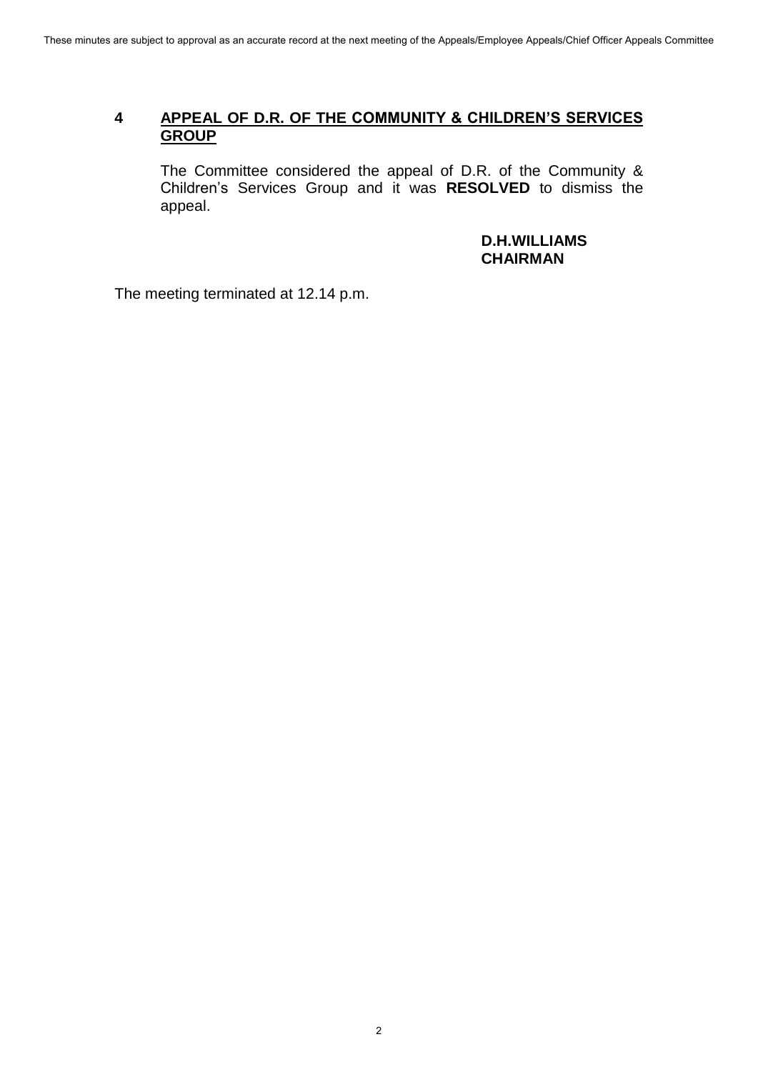## 4 APPEAL OF D.R. OF THE COMMUNITY & CHILDREN'S SERVICES GROUP

The Committee considered the appeal of D.R. of the Community & Children's Services Group and it was **RESOLVED** to dismiss the appeal.

**D.H.WILLIAMS**
**CHAIRMAN**

The meeting terminated at 12.14 p.m.